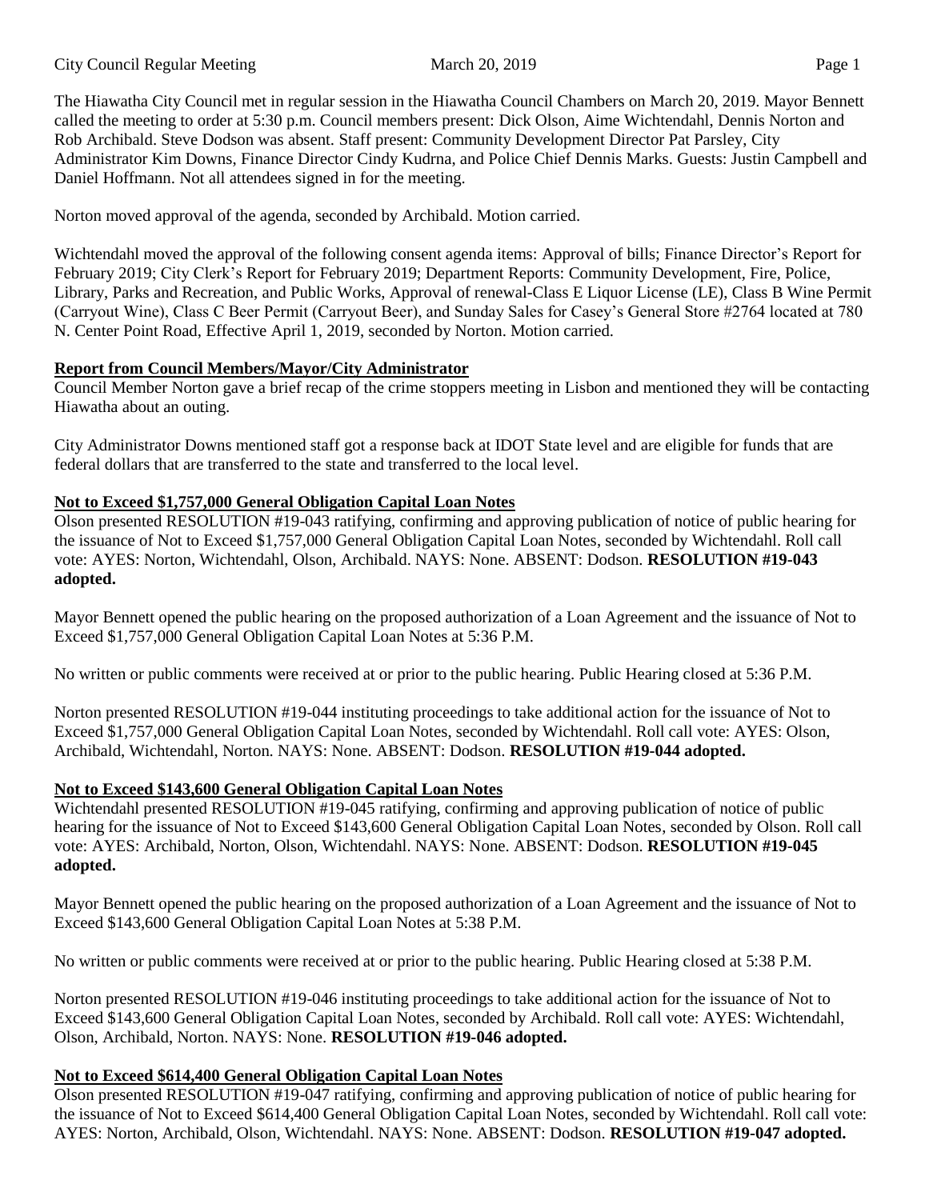The Hiawatha City Council met in regular session in the Hiawatha Council Chambers on March 20, 2019. Mayor Bennett called the meeting to order at 5:30 p.m. Council members present: Dick Olson, Aime Wichtendahl, Dennis Norton and Rob Archibald. Steve Dodson was absent. Staff present: Community Development Director Pat Parsley, City Administrator Kim Downs, Finance Director Cindy Kudrna, and Police Chief Dennis Marks. Guests: Justin Campbell and Daniel Hoffmann. Not all attendees signed in for the meeting.

Norton moved approval of the agenda, seconded by Archibald. Motion carried.

Wichtendahl moved the approval of the following consent agenda items: Approval of bills; Finance Director's Report for February 2019; City Clerk's Report for February 2019; Department Reports: Community Development, Fire, Police, Library, Parks and Recreation, and Public Works, Approval of renewal-Class E Liquor License (LE), Class B Wine Permit (Carryout Wine), Class C Beer Permit (Carryout Beer), and Sunday Sales for Casey's General Store #2764 located at 780 N. Center Point Road, Effective April 1, 2019, seconded by Norton. Motion carried.

**Report from Council Members/Mayor/City Administrator**

Council Member Norton gave a brief recap of the crime stoppers meeting in Lisbon and mentioned they will be contacting Hiawatha about an outing.

City Administrator Downs mentioned staff got a response back at IDOT State level and are eligible for funds that are federal dollars that are transferred to the state and transferred to the local level.

**Not to Exceed $1,757,000 General Obligation Capital Loan Notes**

Olson presented RESOLUTION #19-043 ratifying, confirming and approving publication of notice of public hearing for the issuance of Not to Exceed $1,757,000 General Obligation Capital Loan Notes, seconded by Wichtendahl. Roll call vote: AYES: Norton, Wichtendahl, Olson, Archibald. NAYS: None. ABSENT: Dodson. **RESOLUTION #19-043 adopted.**

Mayor Bennett opened the public hearing on the proposed authorization of a Loan Agreement and the issuance of Not to Exceed $1,757,000 General Obligation Capital Loan Notes at 5:36 P.M.

No written or public comments were received at or prior to the public hearing. Public Hearing closed at 5:36 P.M.

Norton presented RESOLUTION #19-044 instituting proceedings to take additional action for the issuance of Not to Exceed $1,757,000 General Obligation Capital Loan Notes, seconded by Wichtendahl. Roll call vote: AYES: Olson, Archibald, Wichtendahl, Norton. NAYS: None. ABSENT: Dodson. **RESOLUTION #19-044 adopted.**

**Not to Exceed $143,600 General Obligation Capital Loan Notes**

Wichtendahl presented RESOLUTION #19-045 ratifying, confirming and approving publication of notice of public hearing for the issuance of Not to Exceed $143,600 General Obligation Capital Loan Notes, seconded by Olson. Roll call vote: AYES: Archibald, Norton, Olson, Wichtendahl. NAYS: None. ABSENT: Dodson. **RESOLUTION #19-045 adopted.**

Mayor Bennett opened the public hearing on the proposed authorization of a Loan Agreement and the issuance of Not to Exceed $143,600 General Obligation Capital Loan Notes at 5:38 P.M.

No written or public comments were received at or prior to the public hearing. Public Hearing closed at 5:38 P.M.

Norton presented RESOLUTION #19-046 instituting proceedings to take additional action for the issuance of Not to Exceed $143,600 General Obligation Capital Loan Notes, seconded by Archibald. Roll call vote: AYES: Wichtendahl, Olson, Archibald, Norton. NAYS: None. **RESOLUTION #19-046 adopted.**

**Not to Exceed $614,400 General Obligation Capital Loan Notes**

Olson presented RESOLUTION #19-047 ratifying, confirming and approving publication of notice of public hearing for the issuance of Not to Exceed $614,400 General Obligation Capital Loan Notes, seconded by Wichtendahl. Roll call vote: AYES: Norton, Archibald, Olson, Wichtendahl. NAYS: None. ABSENT: Dodson. **RESOLUTION #19-047 adopted.**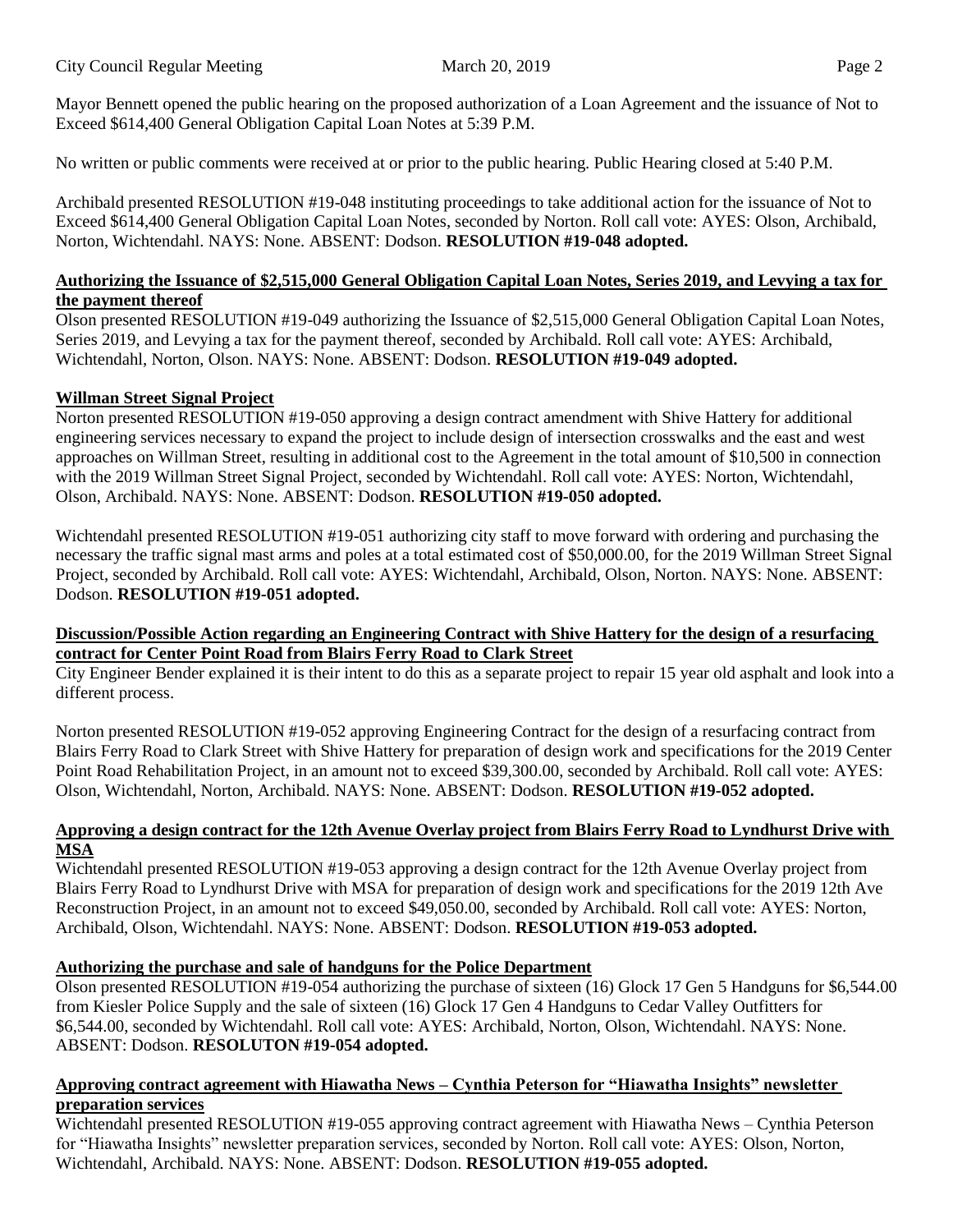Mayor Bennett opened the public hearing on the proposed authorization of a Loan Agreement and the issuance of Not to Exceed $614,400 General Obligation Capital Loan Notes at 5:39 P.M.

No written or public comments were received at or prior to the public hearing. Public Hearing closed at 5:40 P.M.

Archibald presented RESOLUTION #19-048 instituting proceedings to take additional action for the issuance of Not to Exceed $614,400 General Obligation Capital Loan Notes, seconded by Norton. Roll call vote: AYES: Olson, Archibald, Norton, Wichtendahl. NAYS: None. ABSENT: Dodson. **RESOLUTION #19-048 adopted.**

**Authorizing the Issuance of $2,515,000 General Obligation Capital Loan Notes, Series 2019, and Levying a tax for the payment thereof**

Olson presented RESOLUTION #19-049 authorizing the Issuance of $2,515,000 General Obligation Capital Loan Notes, Series 2019, and Levying a tax for the payment thereof, seconded by Archibald. Roll call vote: AYES: Archibald, Wichtendahl, Norton, Olson. NAYS: None. ABSENT: Dodson. **RESOLUTION #19-049 adopted.**

**Willman Street Signal Project**

Norton presented RESOLUTION #19-050 approving a design contract amendment with Shive Hattery for additional engineering services necessary to expand the project to include design of intersection crosswalks and the east and west approaches on Willman Street, resulting in additional cost to the Agreement in the total amount of $10,500 in connection with the 2019 Willman Street Signal Project, seconded by Wichtendahl. Roll call vote: AYES: Norton, Wichtendahl, Olson, Archibald. NAYS: None. ABSENT: Dodson. **RESOLUTION #19-050 adopted.**

Wichtendahl presented RESOLUTION #19-051 authorizing city staff to move forward with ordering and purchasing the necessary the traffic signal mast arms and poles at a total estimated cost of $50,000.00, for the 2019 Willman Street Signal Project, seconded by Archibald. Roll call vote: AYES: Wichtendahl, Archibald, Olson, Norton. NAYS: None. ABSENT: Dodson. **RESOLUTION #19-051 adopted.**

**Discussion/Possible Action regarding an Engineering Contract with Shive Hattery for the design of a resurfacing contract for Center Point Road from Blairs Ferry Road to Clark Street**

City Engineer Bender explained it is their intent to do this as a separate project to repair 15 year old asphalt and look into a different process.

Norton presented RESOLUTION #19-052 approving Engineering Contract for the design of a resurfacing contract from Blairs Ferry Road to Clark Street with Shive Hattery for preparation of design work and specifications for the 2019 Center Point Road Rehabilitation Project, in an amount not to exceed $39,300.00, seconded by Archibald. Roll call vote: AYES: Olson, Wichtendahl, Norton, Archibald. NAYS: None. ABSENT: Dodson. **RESOLUTION #19-052 adopted.**

**Approving a design contract for the 12th Avenue Overlay project from Blairs Ferry Road to Lyndhurst Drive with MSA**

Wichtendahl presented RESOLUTION #19-053 approving a design contract for the 12th Avenue Overlay project from Blairs Ferry Road to Lyndhurst Drive with MSA for preparation of design work and specifications for the 2019 12th Ave Reconstruction Project, in an amount not to exceed $49,050.00, seconded by Archibald. Roll call vote: AYES: Norton, Archibald, Olson, Wichtendahl. NAYS: None. ABSENT: Dodson. **RESOLUTION #19-053 adopted.**

**Authorizing the purchase and sale of handguns for the Police Department**

Olson presented RESOLUTION #19-054 authorizing the purchase of sixteen (16) Glock 17 Gen 5 Handguns for $6,544.00 from Kiesler Police Supply and the sale of sixteen (16) Glock 17 Gen 4 Handguns to Cedar Valley Outfitters for $6,544.00, seconded by Wichtendahl. Roll call vote: AYES: Archibald, Norton, Olson, Wichtendahl. NAYS: None. ABSENT: Dodson. **RESOLUTON #19-054 adopted.**

**Approving contract agreement with Hiawatha News – Cynthia Peterson for "Hiawatha Insights" newsletter preparation services**

Wichtendahl presented RESOLUTION #19-055 approving contract agreement with Hiawatha News – Cynthia Peterson for "Hiawatha Insights" newsletter preparation services, seconded by Norton. Roll call vote: AYES: Olson, Norton, Wichtendahl, Archibald. NAYS: None. ABSENT: Dodson. **RESOLUTION #19-055 adopted.**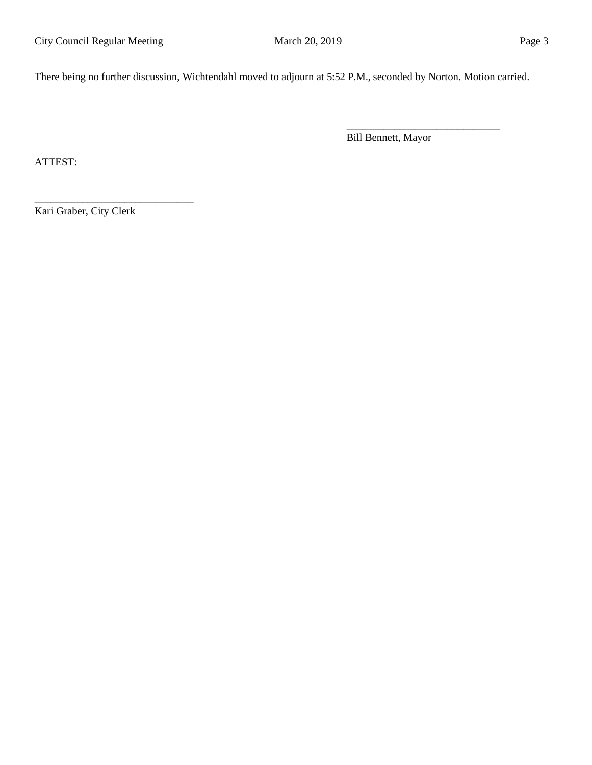There being no further discussion, Wichtendahl moved to adjourn at 5:52 P.M., seconded by Norton. Motion carried.

\_\_\_\_\_\_\_\_\_\_\_\_\_\_\_\_\_\_\_\_\_\_\_\_\_\_\_\_\_\_
Bill Bennett, Mayor

ATTEST:

\_\_\_\_\_\_\_\_\_\_\_\_\_\_\_\_\_\_\_\_\_\_\_\_\_\_\_\_\_\_
Kari Graber, City Clerk